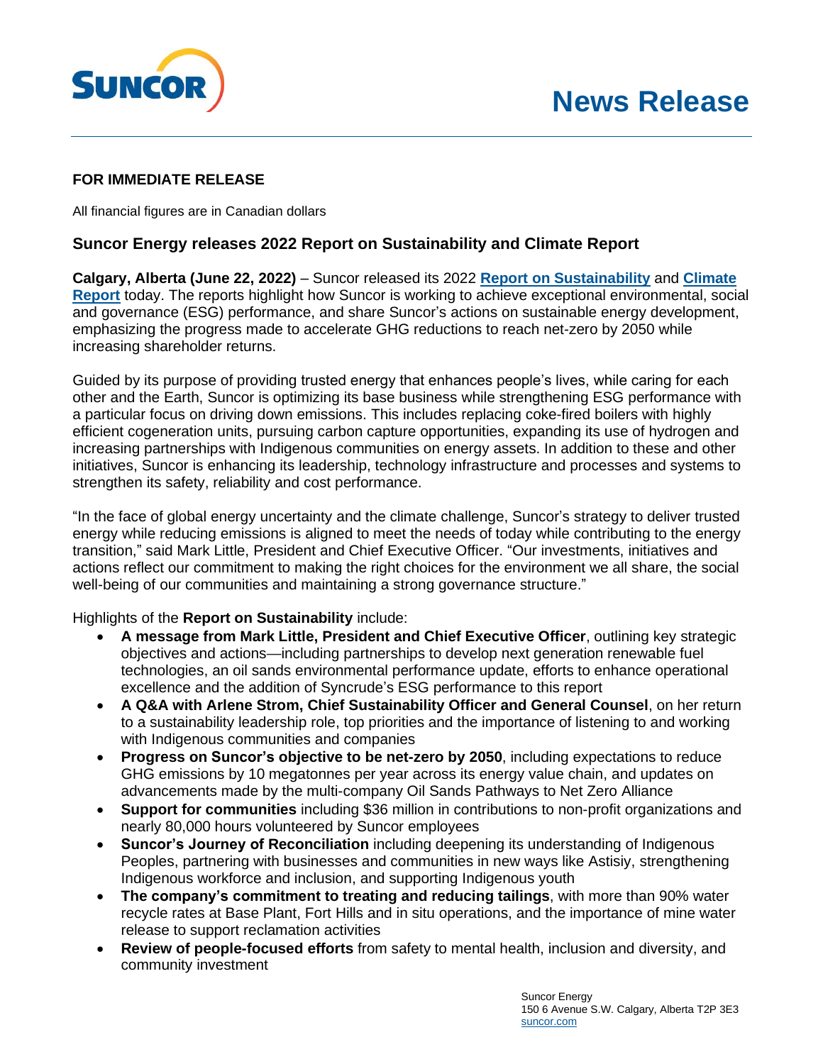# News Release

**FOR IMMEDIATE RELEASE**

All financial figures are in Canadian dollars

## Suncor Energy releases 2022 Report on Sustainability and Climate Report

**Calgary, Alberta (June 22, 2022)** – Suncor released its 2022 **Report on Sustainability** and **Climate Report** today. The reports highlight how Suncor is working to achieve exceptional environmental, social and governance (ESG) performance, and share Suncor's actions on sustainable energy development, emphasizing the progress made to accelerate GHG reductions to reach net-zero by 2050 while increasing shareholder returns.

Guided by its purpose of providing trusted energy that enhances people's lives, while caring for each other and the Earth, Suncor is optimizing its base business while strengthening ESG performance with a particular focus on driving down emissions. This includes replacing coke-fired boilers with highly efficient cogeneration units, pursuing carbon capture opportunities, expanding its use of hydrogen and increasing partnerships with Indigenous communities on energy assets. In addition to these and other initiatives, Suncor is enhancing its leadership, technology infrastructure and processes and systems to strengthen its safety, reliability and cost performance.

"In the face of global energy uncertainty and the climate challenge, Suncor's strategy to deliver trusted energy while reducing emissions is aligned to meet the needs of today while contributing to the energy transition," said Mark Little, President and Chief Executive Officer. "Our investments, initiatives and actions reflect our commitment to making the right choices for the environment we all share, the social well-being of our communities and maintaining a strong governance structure."

Highlights of the **Report on Sustainability** include:

- **A message from Mark Little, President and Chief Executive Officer**, outlining key strategic objectives and actions—including partnerships to develop next generation renewable fuel technologies, an oil sands environmental performance update, efforts to enhance operational excellence and the addition of Syncrude's ESG performance to this report
- **A Q&A with Arlene Strom, Chief Sustainability Officer and General Counsel**, on her return to a sustainability leadership role, top priorities and the importance of listening to and working with Indigenous communities and companies
- **Progress on Suncor's objective to be net-zero by 2050**, including expectations to reduce GHG emissions by 10 megatonnes per year across its energy value chain, and updates on advancements made by the multi-company Oil Sands Pathways to Net Zero Alliance
- **Support for communities** including $36 million in contributions to non-profit organizations and nearly 80,000 hours volunteered by Suncor employees
- **Suncor's Journey of Reconciliation** including deepening its understanding of Indigenous Peoples, partnering with businesses and communities in new ways like Astisiy, strengthening Indigenous workforce and inclusion, and supporting Indigenous youth
- **The company's commitment to treating and reducing tailings**, with more than 90% water recycle rates at Base Plant, Fort Hills and in situ operations, and the importance of mine water release to support reclamation activities
- **Review of people-focused efforts** from safety to mental health, inclusion and diversity, and community investment

Suncor Energy
150 6 Avenue S.W. Calgary, Alberta T2P 3E3
suncor.com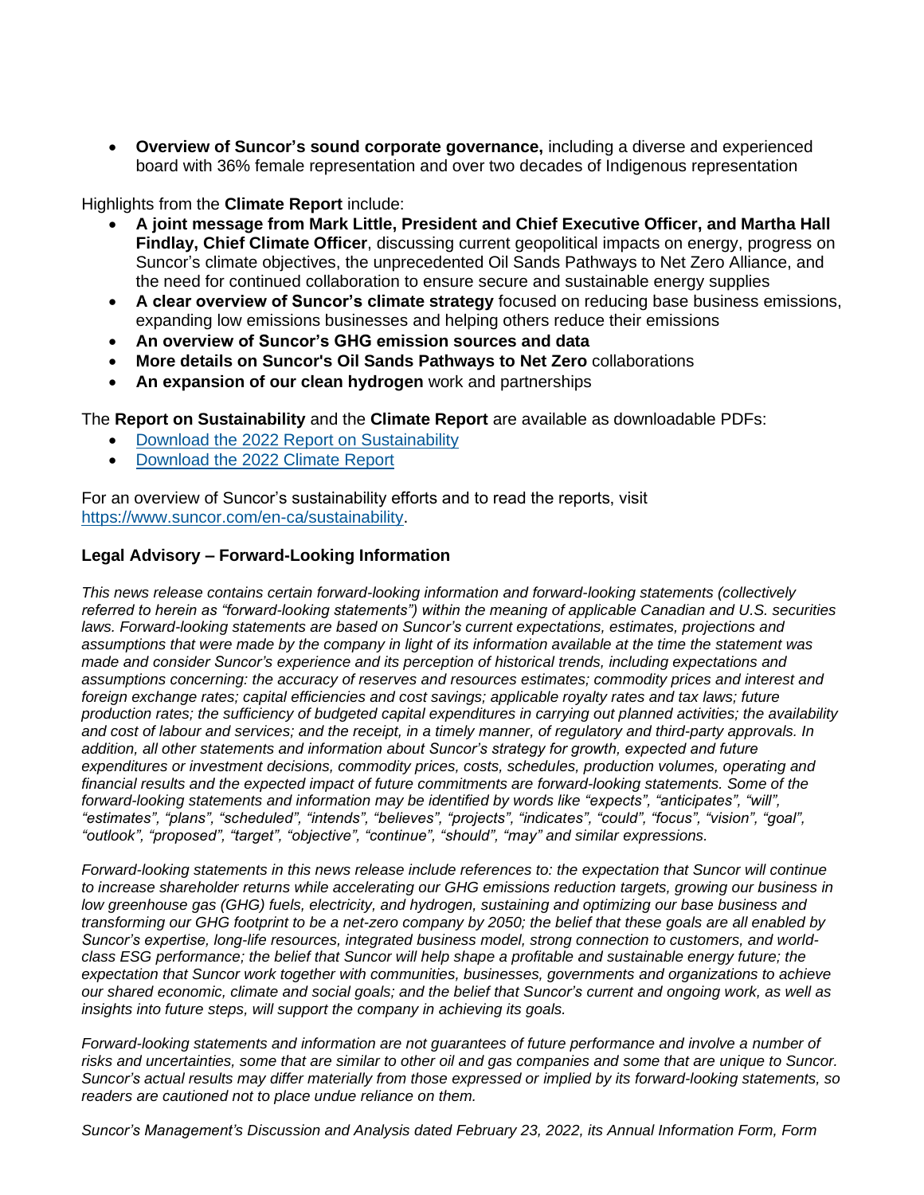- **Overview of Suncor's sound corporate governance,** including a diverse and experienced board with 36% female representation and over two decades of Indigenous representation

Highlights from the **Climate Report** include:

- **A joint message from Mark Little, President and Chief Executive Officer, and Martha Hall Findlay, Chief Climate Officer**, discussing current geopolitical impacts on energy, progress on Suncor's climate objectives, the unprecedented Oil Sands Pathways to Net Zero Alliance, and the need for continued collaboration to ensure secure and sustainable energy supplies
- **A clear overview of Suncor's climate strategy** focused on reducing base business emissions, expanding low emissions businesses and helping others reduce their emissions
- **An overview of Suncor's GHG emission sources and data**
- **More details on Suncor's Oil Sands Pathways to Net Zero** collaborations
- **An expansion of our clean hydrogen** work and partnerships

The **Report on Sustainability** and the **Climate Report** are available as downloadable PDFs:

- Download the 2022 Report on Sustainability
- Download the 2022 Climate Report

For an overview of Suncor's sustainability efforts and to read the reports, visit https://www.suncor.com/en-ca/sustainability.

### Legal Advisory – Forward-Looking Information

*This news release contains certain forward-looking information and forward-looking statements (collectively referred to herein as "forward-looking statements") within the meaning of applicable Canadian and U.S. securities laws. Forward-looking statements are based on Suncor's current expectations, estimates, projections and assumptions that were made by the company in light of its information available at the time the statement was made and consider Suncor's experience and its perception of historical trends, including expectations and assumptions concerning: the accuracy of reserves and resources estimates; commodity prices and interest and foreign exchange rates; capital efficiencies and cost savings; applicable royalty rates and tax laws; future production rates; the sufficiency of budgeted capital expenditures in carrying out planned activities; the availability and cost of labour and services; and the receipt, in a timely manner, of regulatory and third-party approvals. In addition, all other statements and information about Suncor's strategy for growth, expected and future expenditures or investment decisions, commodity prices, costs, schedules, production volumes, operating and financial results and the expected impact of future commitments are forward-looking statements. Some of the forward-looking statements and information may be identified by words like "expects", "anticipates", "will", "estimates", "plans", "scheduled", "intends", "believes", "projects", "indicates", "could", "focus", "vision", "goal", "outlook", "proposed", "target", "objective", "continue", "should", "may" and similar expressions.*

*Forward-looking statements in this news release include references to: the expectation that Suncor will continue to increase shareholder returns while accelerating our GHG emissions reduction targets, growing our business in low greenhouse gas (GHG) fuels, electricity, and hydrogen, sustaining and optimizing our base business and transforming our GHG footprint to be a net-zero company by 2050; the belief that these goals are all enabled by Suncor's expertise, long-life resources, integrated business model, strong connection to customers, and world-class ESG performance; the belief that Suncor will help shape a profitable and sustainable energy future; the expectation that Suncor work together with communities, businesses, governments and organizations to achieve our shared economic, climate and social goals; and the belief that Suncor's current and ongoing work, as well as insights into future steps, will support the company in achieving its goals.*

*Forward-looking statements and information are not guarantees of future performance and involve a number of risks and uncertainties, some that are similar to other oil and gas companies and some that are unique to Suncor. Suncor's actual results may differ materially from those expressed or implied by its forward-looking statements, so readers are cautioned not to place undue reliance on them.*

*Suncor's Management's Discussion and Analysis dated February 23, 2022, its Annual Information Form, Form*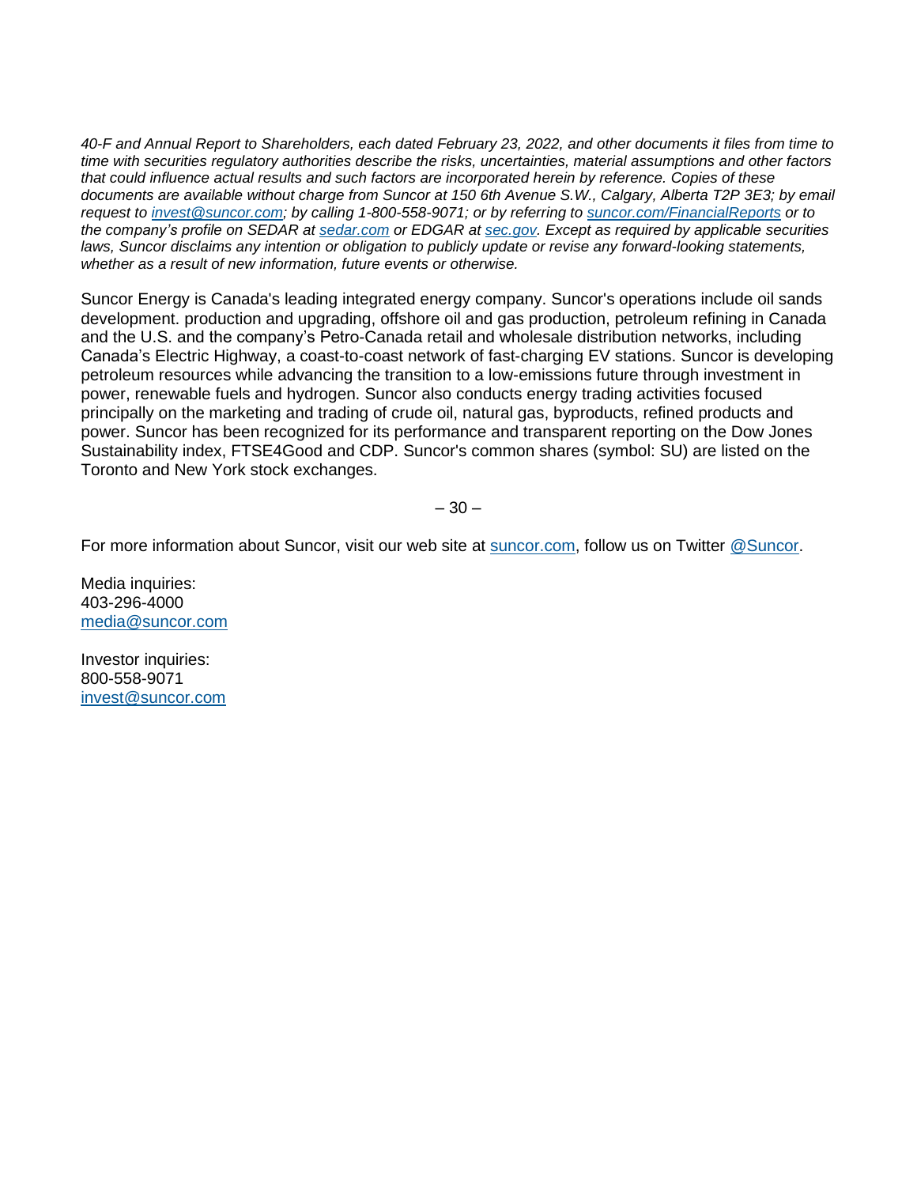*40-F and Annual Report to Shareholders, each dated February 23, 2022, and other documents it files from time to time with securities regulatory authorities describe the risks, uncertainties, material assumptions and other factors that could influence actual results and such factors are incorporated herein by reference. Copies of these documents are available without charge from Suncor at 150 6th Avenue S.W., Calgary, Alberta T2P 3E3; by email request to invest@suncor.com; by calling 1-800-558-9071; or by referring to suncor.com/FinancialReports or to the company's profile on SEDAR at sedar.com or EDGAR at sec.gov. Except as required by applicable securities laws, Suncor disclaims any intention or obligation to publicly update or revise any forward-looking statements, whether as a result of new information, future events or otherwise.*

Suncor Energy is Canada's leading integrated energy company. Suncor's operations include oil sands development. production and upgrading, offshore oil and gas production, petroleum refining in Canada and the U.S. and the company's Petro-Canada retail and wholesale distribution networks, including Canada's Electric Highway, a coast-to-coast network of fast-charging EV stations. Suncor is developing petroleum resources while advancing the transition to a low-emissions future through investment in power, renewable fuels and hydrogen. Suncor also conducts energy trading activities focused principally on the marketing and trading of crude oil, natural gas, byproducts, refined products and power. Suncor has been recognized for its performance and transparent reporting on the Dow Jones Sustainability index, FTSE4Good and CDP. Suncor's common shares (symbol: SU) are listed on the Toronto and New York stock exchanges.

– 30 –

For more information about Suncor, visit our web site at suncor.com, follow us on Twitter @Suncor.

Media inquiries:
403-296-4000
media@suncor.com

Investor inquiries:
800-558-9071
invest@suncor.com